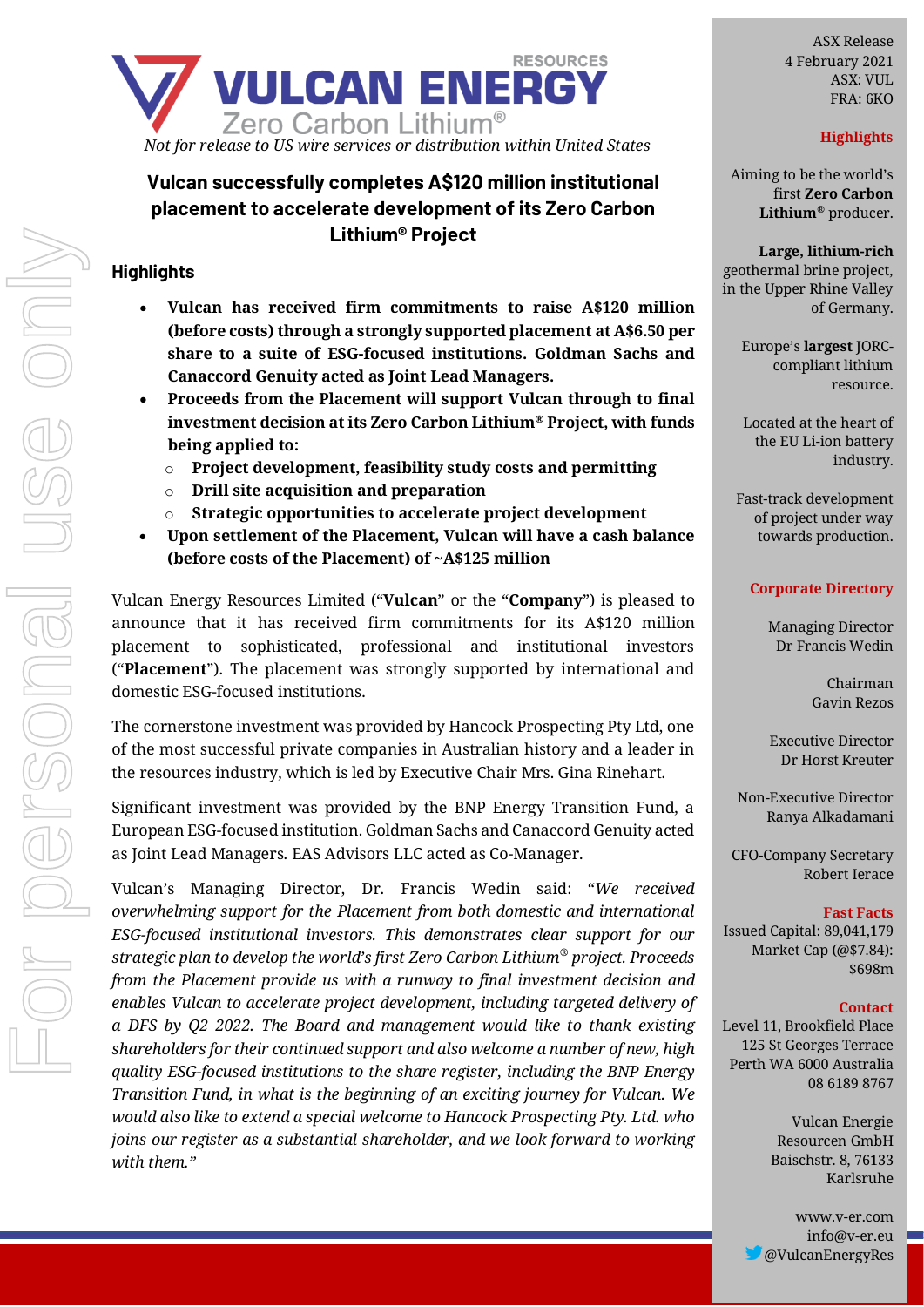*Not for release to US wire services or distribution within United States*

# Vulcan successfully completes A$120 million institutional placement to accelerate development of its Zero Carbon Lithium® Project

## Highlights

- **Vulcan has received firm commitments to raise A$120 million (before costs) through a strongly supported placement at A$6.50 per share to a suite of ESG-focused institutions. Goldman Sachs and Canaccord Genuity acted as Joint Lead Managers.**
- **Proceeds from the Placement will support Vulcan through to final investment decision at its Zero Carbon Lithium® Project, with funds being applied to:**
  - **Project development, feasibility study costs and permitting**
  - **Drill site acquisition and preparation**
  - **Strategic opportunities to accelerate project development**
- **Upon settlement of the Placement, Vulcan will have a cash balance (before costs of the Placement) of ~A$125 million**

Vulcan Energy Resources Limited ("**Vulcan**" or the "**Company**") is pleased to announce that it has received firm commitments for its A$120 million placement to sophisticated, professional and institutional investors ("**Placement**"). The placement was strongly supported by international and domestic ESG-focused institutions.

The cornerstone investment was provided by Hancock Prospecting Pty Ltd, one of the most successful private companies in Australian history and a leader in the resources industry, which is led by Executive Chair Mrs. Gina Rinehart.

Significant investment was provided by the BNP Energy Transition Fund, a European ESG-focused institution. Goldman Sachs and Canaccord Genuity acted as Joint Lead Managers. EAS Advisors LLC acted as Co-Manager.

Vulcan's Managing Director, Dr. Francis Wedin said: "*We received overwhelming support for the Placement from both domestic and international ESG-focused institutional investors. This demonstrates clear support for our strategic plan to develop the world's first Zero Carbon Lithium® project. Proceeds from the Placement provide us with a runway to final investment decision and enables Vulcan to accelerate project development, including targeted delivery of a DFS by Q2 2022. The Board and management would like to thank existing shareholders for their continued support and also welcome a number of new, high quality ESG-focused institutions to the share register, including the BNP Energy Transition Fund, in what is the beginning of an exciting journey for Vulcan. We would also like to extend a special welcome to Hancock Prospecting Pty. Ltd. who joins our register as a substantial shareholder, and we look forward to working with them.*"

---

ASX Release
4 February 2021
ASX: VUL
FRA: 6KO

### Highlights

Aiming to be the world's first **Zero Carbon Lithium**® producer.

**Large, lithium-rich** geothermal brine project, in the Upper Rhine Valley of Germany.

Europe's **largest** JORC-compliant lithium resource.

Located at the heart of the EU Li-ion battery industry.

Fast-track development of project under way towards production.

### Corporate Directory

Managing Director
Dr Francis Wedin

Chairman
Gavin Rezos

Executive Director
Dr Horst Kreuter

Non-Executive Director
Ranya Alkadamani

CFO-Company Secretary
Robert Ierace

### Fast Facts

Issued Capital: 89,041,179
Market Cap (@$7.84): $698m

### Contact

Level 11, Brookfield Place
125 St Georges Terrace
Perth WA 6000 Australia
08 6189 8767

Vulcan Energie Resourcen GmbH
Baischstr. 8, 76133 Karlsruhe

www.v-er.com
info@v-er.eu
@VulcanEnergyRes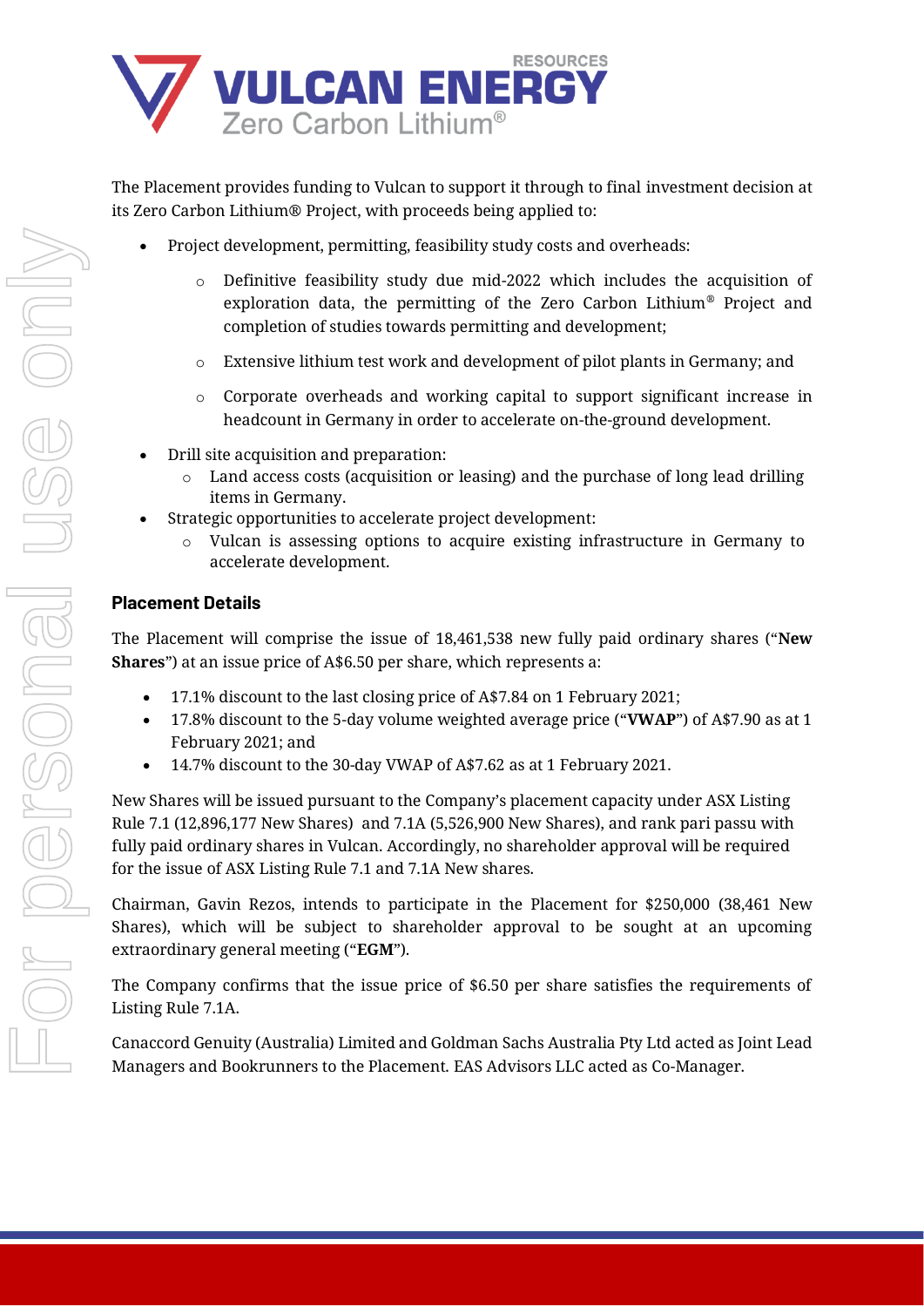The Placement provides funding to Vulcan to support it through to final investment decision at its Zero Carbon Lithium® Project, with proceeds being applied to:

- Project development, permitting, feasibility study costs and overheads:
  - Definitive feasibility study due mid-2022 which includes the acquisition of exploration data, the permitting of the Zero Carbon Lithium® Project and completion of studies towards permitting and development;
  - Extensive lithium test work and development of pilot plants in Germany; and
  - Corporate overheads and working capital to support significant increase in headcount in Germany in order to accelerate on-the-ground development.
- Drill site acquisition and preparation:
  - Land access costs (acquisition or leasing) and the purchase of long lead drilling items in Germany.
- Strategic opportunities to accelerate project development:
  - Vulcan is assessing options to acquire existing infrastructure in Germany to accelerate development.

## Placement Details

The Placement will comprise the issue of 18,461,538 new fully paid ordinary shares ("**New Shares**") at an issue price of A$6.50 per share, which represents a:

- 17.1% discount to the last closing price of A$7.84 on 1 February 2021;
- 17.8% discount to the 5-day volume weighted average price ("**VWAP**") of A$7.90 as at 1 February 2021; and
- 14.7% discount to the 30-day VWAP of A$7.62 as at 1 February 2021.

New Shares will be issued pursuant to the Company's placement capacity under ASX Listing Rule 7.1 (12,896,177 New Shares) and 7.1A (5,526,900 New Shares), and rank pari passu with fully paid ordinary shares in Vulcan. Accordingly, no shareholder approval will be required for the issue of ASX Listing Rule 7.1 and 7.1A New shares.

Chairman, Gavin Rezos, intends to participate in the Placement for $250,000 (38,461 New Shares), which will be subject to shareholder approval to be sought at an upcoming extraordinary general meeting ("**EGM**").

The Company confirms that the issue price of $6.50 per share satisfies the requirements of Listing Rule 7.1A.

Canaccord Genuity (Australia) Limited and Goldman Sachs Australia Pty Ltd acted as Joint Lead Managers and Bookrunners to the Placement. EAS Advisors LLC acted as Co-Manager.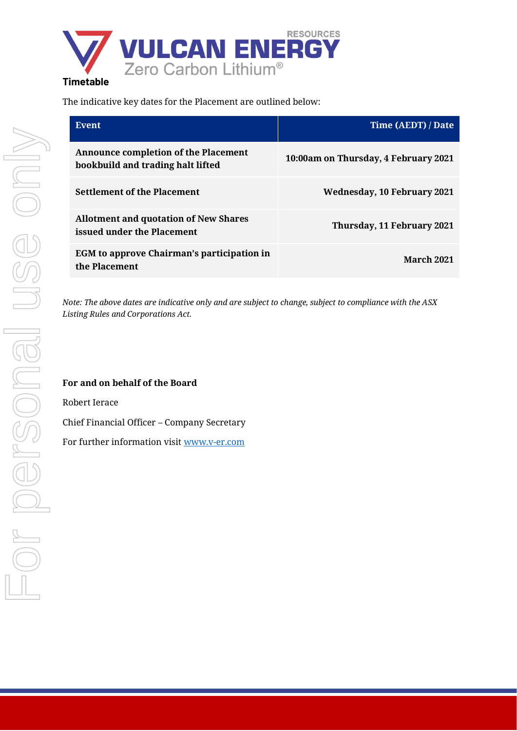## Timetable

The indicative key dates for the Placement are outlined below:

| Event | Time (AEDT) / Date |
|---|---|
| **Announce completion of the Placement bookbuild and trading halt lifted** | **10:00am on Thursday, 4 February 2021** |
| **Settlement of the Placement** | **Wednesday, 10 February 2021** |
| **Allotment and quotation of New Shares issued under the Placement** | **Thursday, 11 February 2021** |
| **EGM to approve Chairman's participation in the Placement** | **March 2021** |

*Note: The above dates are indicative only and are subject to change, subject to compliance with the ASX Listing Rules and Corporations Act.*

**For and on behalf of the Board**

Robert Ierace

Chief Financial Officer – Company Secretary

For further information visit www.v-er.com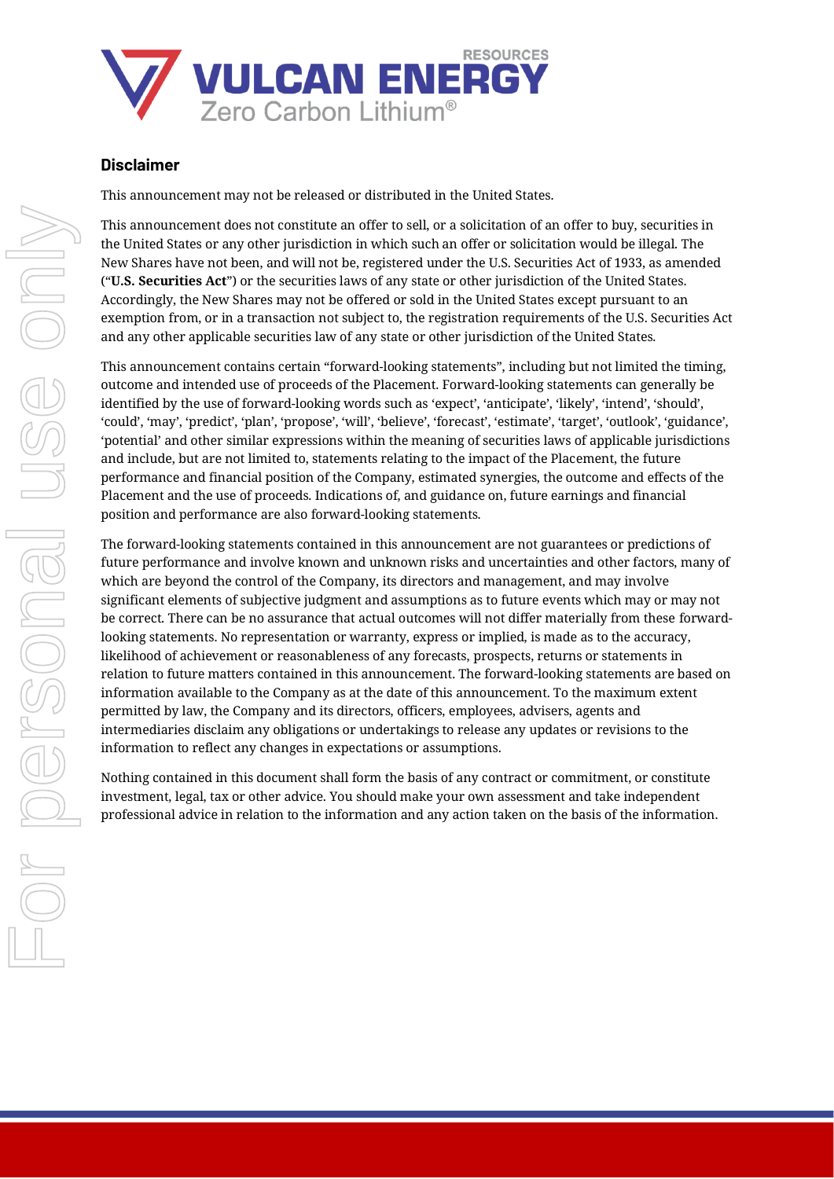## Disclaimer

This announcement may not be released or distributed in the United States.

This announcement does not constitute an offer to sell, or a solicitation of an offer to buy, securities in the United States or any other jurisdiction in which such an offer or solicitation would be illegal. The New Shares have not been, and will not be, registered under the U.S. Securities Act of 1933, as amended ("**U.S. Securities Act**") or the securities laws of any state or other jurisdiction of the United States. Accordingly, the New Shares may not be offered or sold in the United States except pursuant to an exemption from, or in a transaction not subject to, the registration requirements of the U.S. Securities Act and any other applicable securities law of any state or other jurisdiction of the United States.

This announcement contains certain "forward-looking statements", including but not limited the timing, outcome and intended use of proceeds of the Placement. Forward-looking statements can generally be identified by the use of forward-looking words such as 'expect', 'anticipate', 'likely', 'intend', 'should', 'could', 'may', 'predict', 'plan', 'propose', 'will', 'believe', 'forecast', 'estimate', 'target', 'outlook', 'guidance', 'potential' and other similar expressions within the meaning of securities laws of applicable jurisdictions and include, but are not limited to, statements relating to the impact of the Placement, the future performance and financial position of the Company, estimated synergies, the outcome and effects of the Placement and the use of proceeds. Indications of, and guidance on, future earnings and financial position and performance are also forward-looking statements.

The forward-looking statements contained in this announcement are not guarantees or predictions of future performance and involve known and unknown risks and uncertainties and other factors, many of which are beyond the control of the Company, its directors and management, and may involve significant elements of subjective judgment and assumptions as to future events which may or may not be correct. There can be no assurance that actual outcomes will not differ materially from these forward-looking statements. No representation or warranty, express or implied, is made as to the accuracy, likelihood of achievement or reasonableness of any forecasts, prospects, returns or statements in relation to future matters contained in this announcement. The forward-looking statements are based on information available to the Company as at the date of this announcement. To the maximum extent permitted by law, the Company and its directors, officers, employees, advisers, agents and intermediaries disclaim any obligations or undertakings to release any updates or revisions to the information to reflect any changes in expectations or assumptions.

Nothing contained in this document shall form the basis of any contract or commitment, or constitute investment, legal, tax or other advice. You should make your own assessment and take independent professional advice in relation to the information and any action taken on the basis of the information.